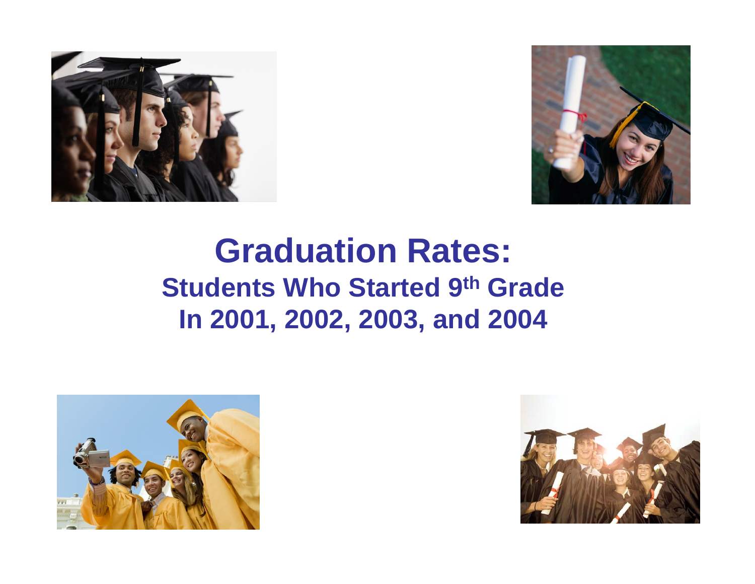# Graduation Rates:

## Students Who Started 9th Grade In 2001, 2002, 2003, and 2004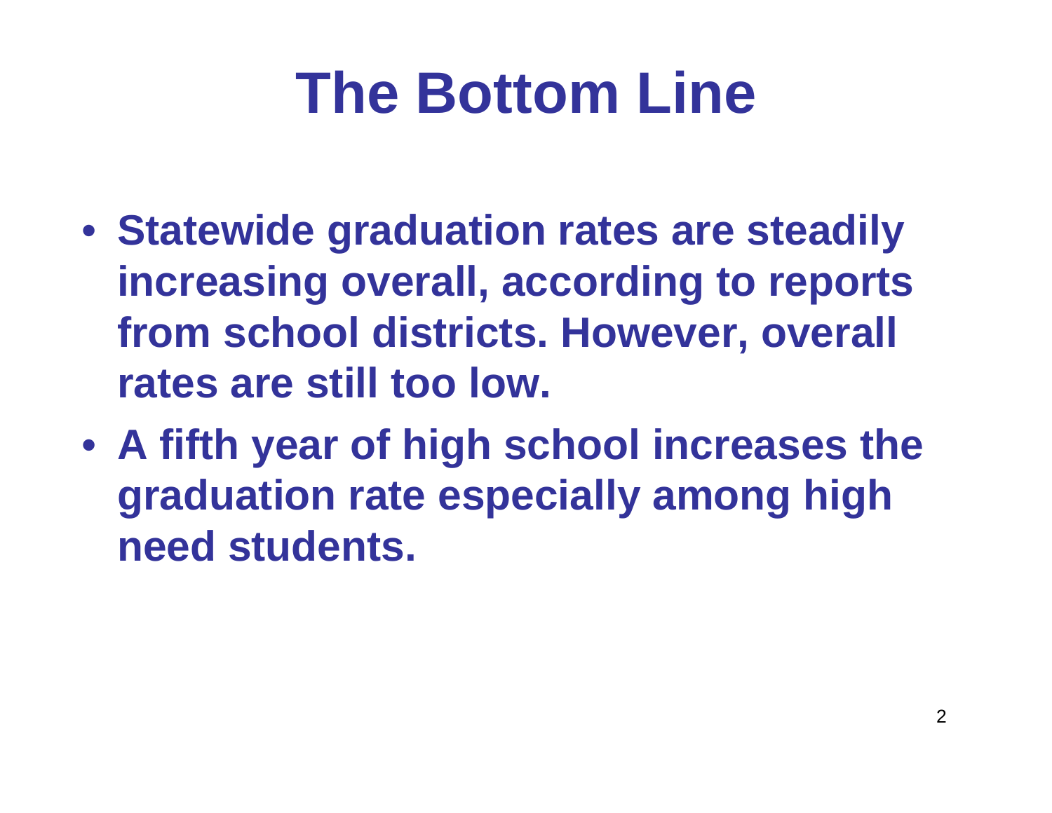# The Bottom Line

- **Statewide graduation rates are steadily increasing overall, according to reports from school districts. However, overall rates are still too low.**
- **A fifth year of high school increases the graduation rate especially among high need students.**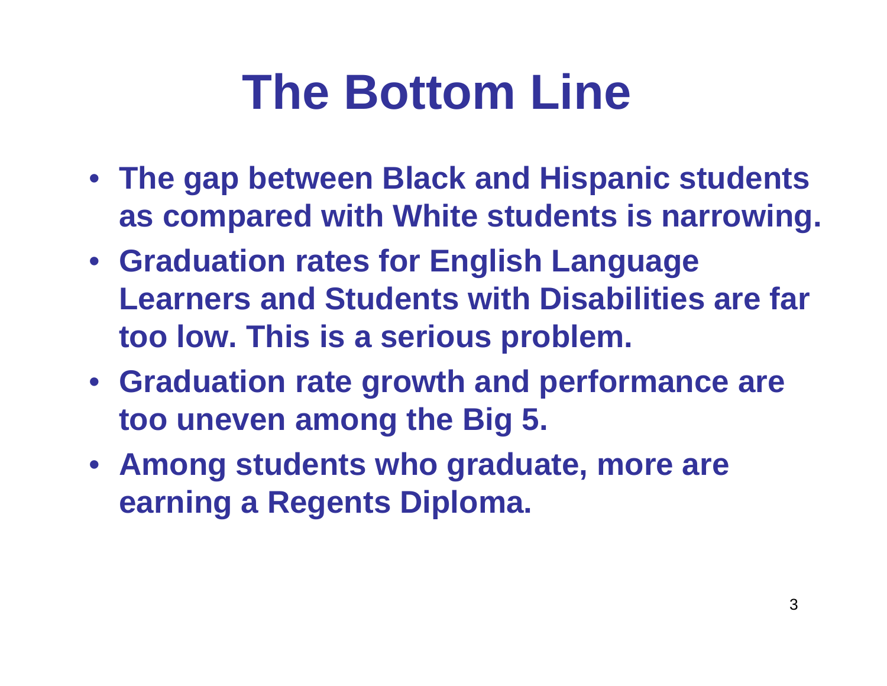# The Bottom Line

- **The gap between Black and Hispanic students as compared with White students is narrowing.**
- **Graduation rates for English Language Learners and Students with Disabilities are far too low. This is a serious problem.**
- **Graduation rate growth and performance are too uneven among the Big 5.**
- **Among students who graduate, more are earning a Regents Diploma.**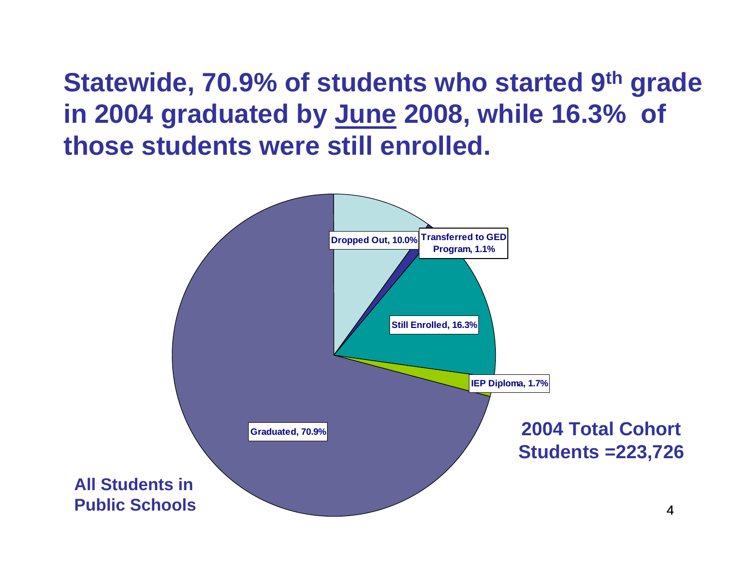# Statewide, 70.9% of students who started 9th grade in 2004 graduated by June 2008, while 16.3% of those students were still enrolled.

Dropped Out, 10.0%

Transferred to GED Program, 1.1%

Still Enrolled, 16.3%

IEP Diploma, 1.7%

Graduated, 70.9%

**2004 Total Cohort Students =223,726**

**All Students in Public Schools**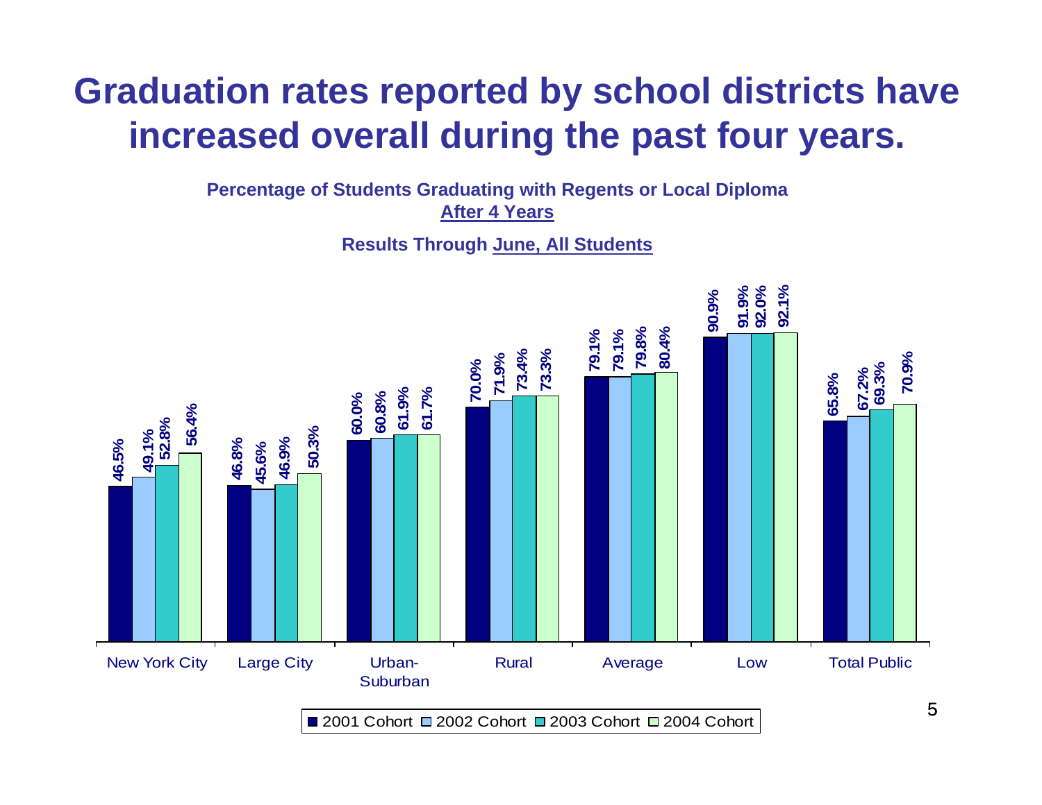# Graduation rates reported by school districts have increased overall during the past four years.

**Percentage of Students Graduating with Regents or Local Diploma**
**After 4 Years**

**Results Through June, All Students**

| | 2001 Cohort | 2002 Cohort | 2003 Cohort | 2004 Cohort |
|---|---|---|---|---|
| New York City | 46.5% | 49.1% | 52.8% | 56.4% |
| Large City | 46.8% | 45.6% | 46.9% | 50.3% |
| Urban-Suburban | 60.0% | 60.8% | 61.9% | 61.7% |
| Rural | 70.0% | 71.9% | 73.4% | 73.3% |
| Average | 79.1% | 79.1% | 79.8% | 80.4% |
| Low | 90.9% | 91.9% | 92.0% | 92.1% |
| Total Public | 65.8% | 67.2% | 69.3% | 70.9% |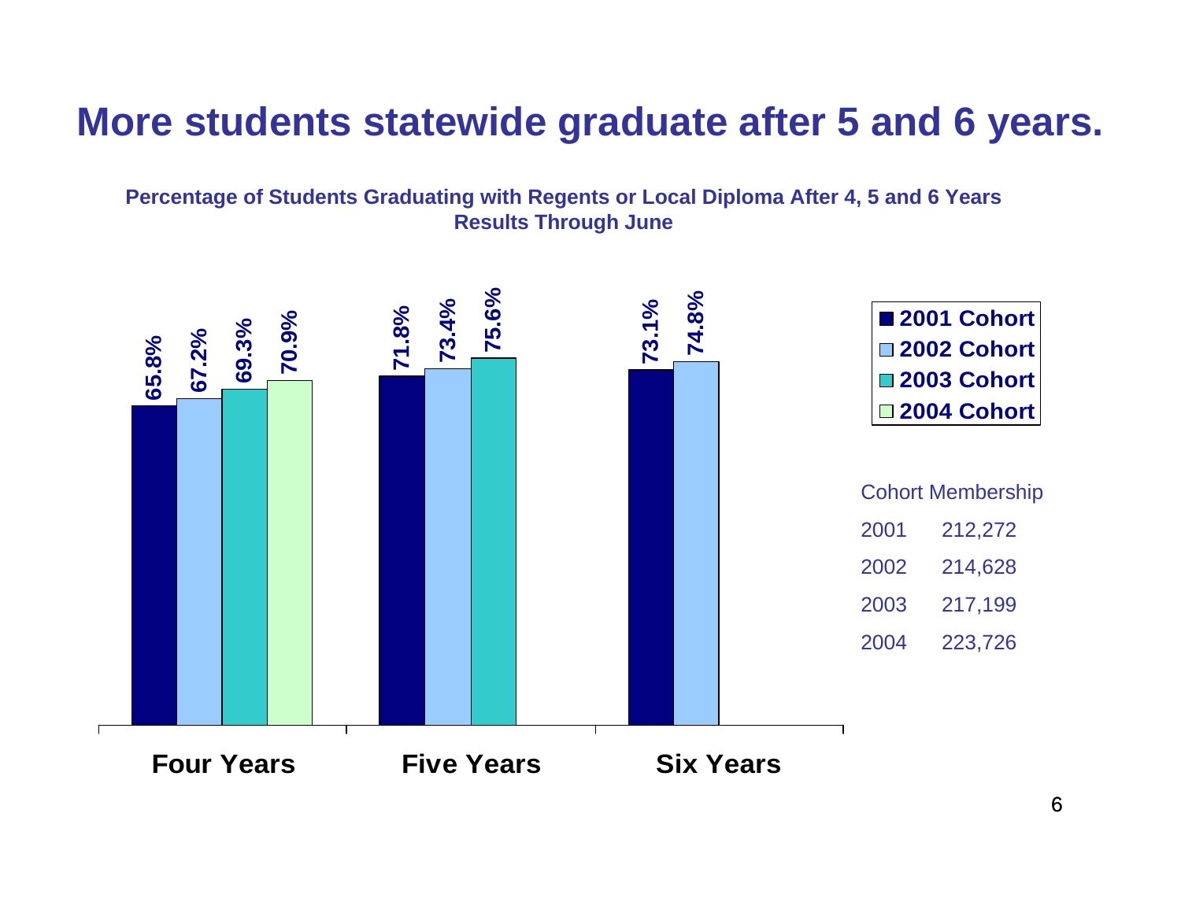# More students statewide graduate after 5 and 6 years.

**Percentage of Students Graduating with Regents or Local Diploma After 4, 5 and 6 Years**
**Results Through June**

| | 2001 Cohort | 2002 Cohort | 2003 Cohort | 2004 Cohort |
|---|---|---|---|---|
| Four Years | 65.8% | 67.2% | 69.3% | 70.9% |
| Five Years | 71.8% | 73.4% | 75.6% | |
| Six Years | 73.1% | 74.8% | | |

Cohort Membership

| | |
|---|---|
| 2001 | 212,272 |
| 2002 | 214,628 |
| 2003 | 217,199 |
| 2004 | 223,726 |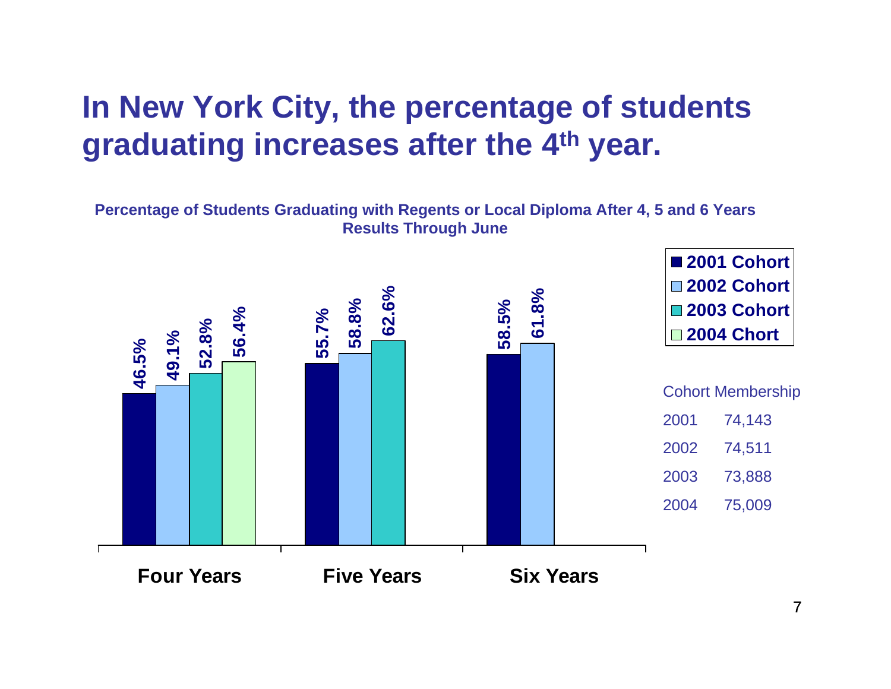# In New York City, the percentage of students graduating increases after the 4th year.

**Percentage of Students Graduating with Regents or Local Diploma After 4, 5 and 6 Years**
**Results Through June**

| | 2001 Cohort | 2002 Cohort | 2003 Cohort | 2004 Chort |
|---|---|---|---|---|
| Four Years | 46.5% | 49.1% | 52.8% | 56.4% |
| Five Years | 55.7% | 58.8% | 62.6% | |
| Six Years | 58.5% | 61.8% | | |

Cohort Membership

| | |
|---|---|
| 2001 | 74,143 |
| 2002 | 74,511 |
| 2003 | 73,888 |
| 2004 | 75,009 |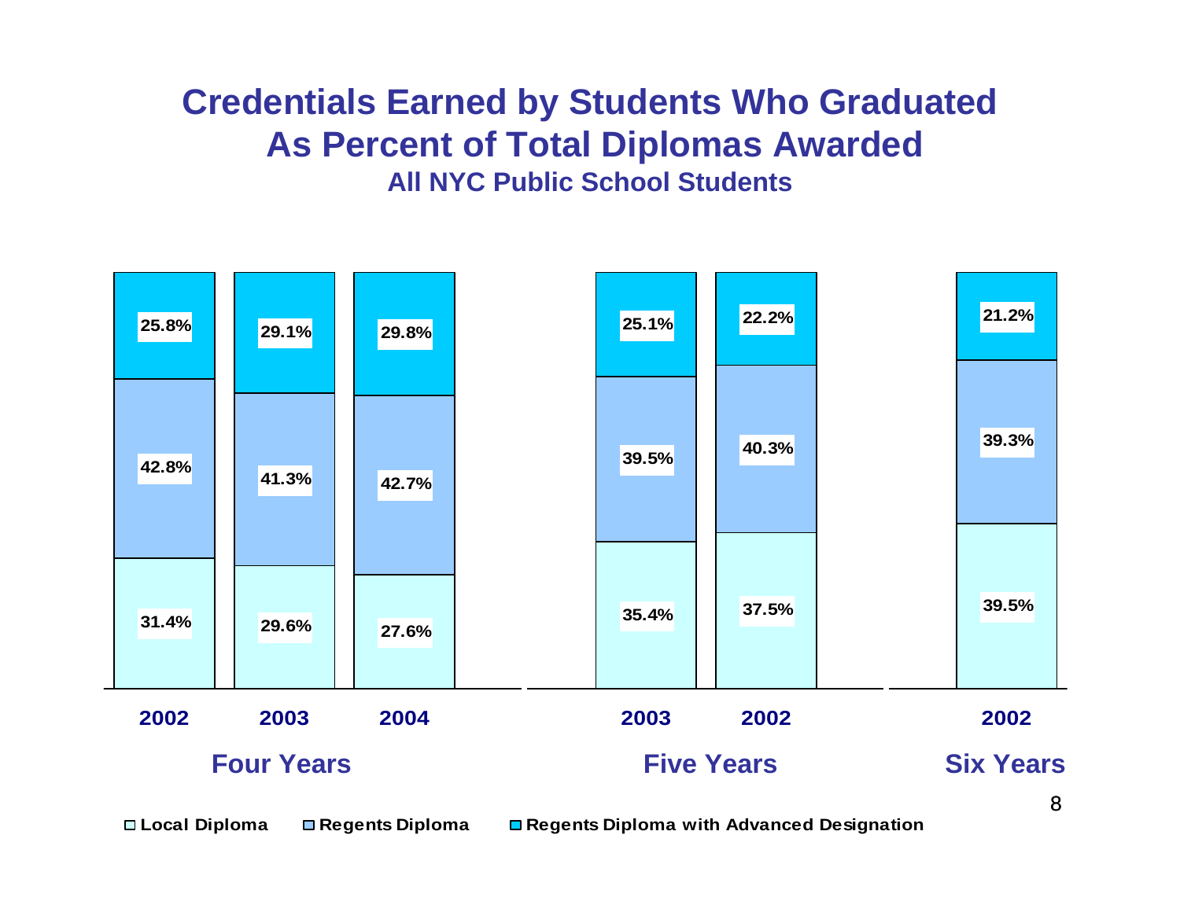# Credentials Earned by Students Who Graduated As Percent of Total Diplomas Awarded

### All NYC Public School Students

| | Four Years | | | Five Years | | Six Years |
|---|---|---|---|---|---|---|
| | 2002 | 2003 | 2004 | 2003 | 2002 | 2002 |
| Regents Diploma with Advanced Designation | 25.8% | 29.1% | 29.8% | 25.1% | 22.2% | 21.2% |
| Regents Diploma | 42.8% | 41.3% | 42.7% | 39.5% | 40.3% | 39.3% |
| Local Diploma | 31.4% | 29.6% | 27.6% | 35.4% | 37.5% | 39.5% |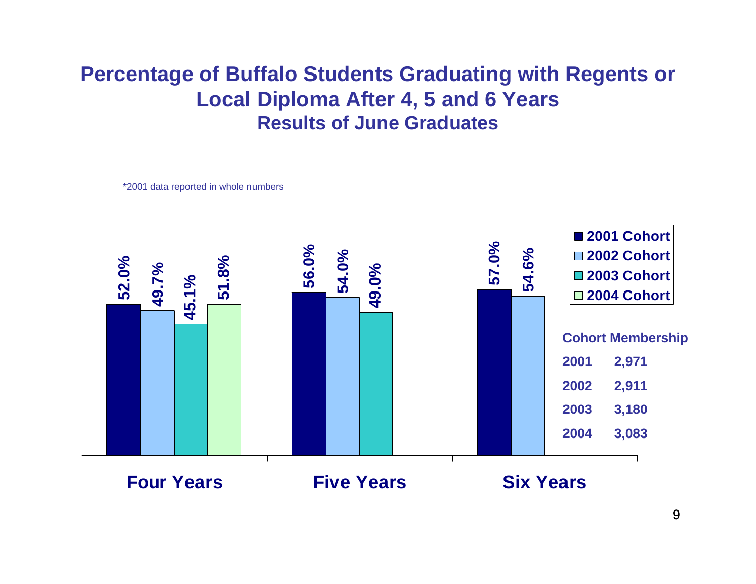# Percentage of Buffalo Students Graduating with Regents or Local Diploma After 4, 5 and 6 Years

## Results of June Graduates

*2001 data reported in whole numbers

| | 2001 Cohort | 2002 Cohort | 2003 Cohort | 2004 Cohort |
|---|---|---|---|---|
| Four Years | 52.0% | 49.7% | 45.1% | 51.8% |
| Five Years | 56.0% | 54.0% | 49.0% | |
| Six Years | 57.0% | 54.6% | | |

**Cohort Membership**

| Cohort | Membership |
|---|---|
| 2001 | 2,971 |
| 2002 | 2,911 |
| 2003 | 3,180 |
| 2004 | 3,083 |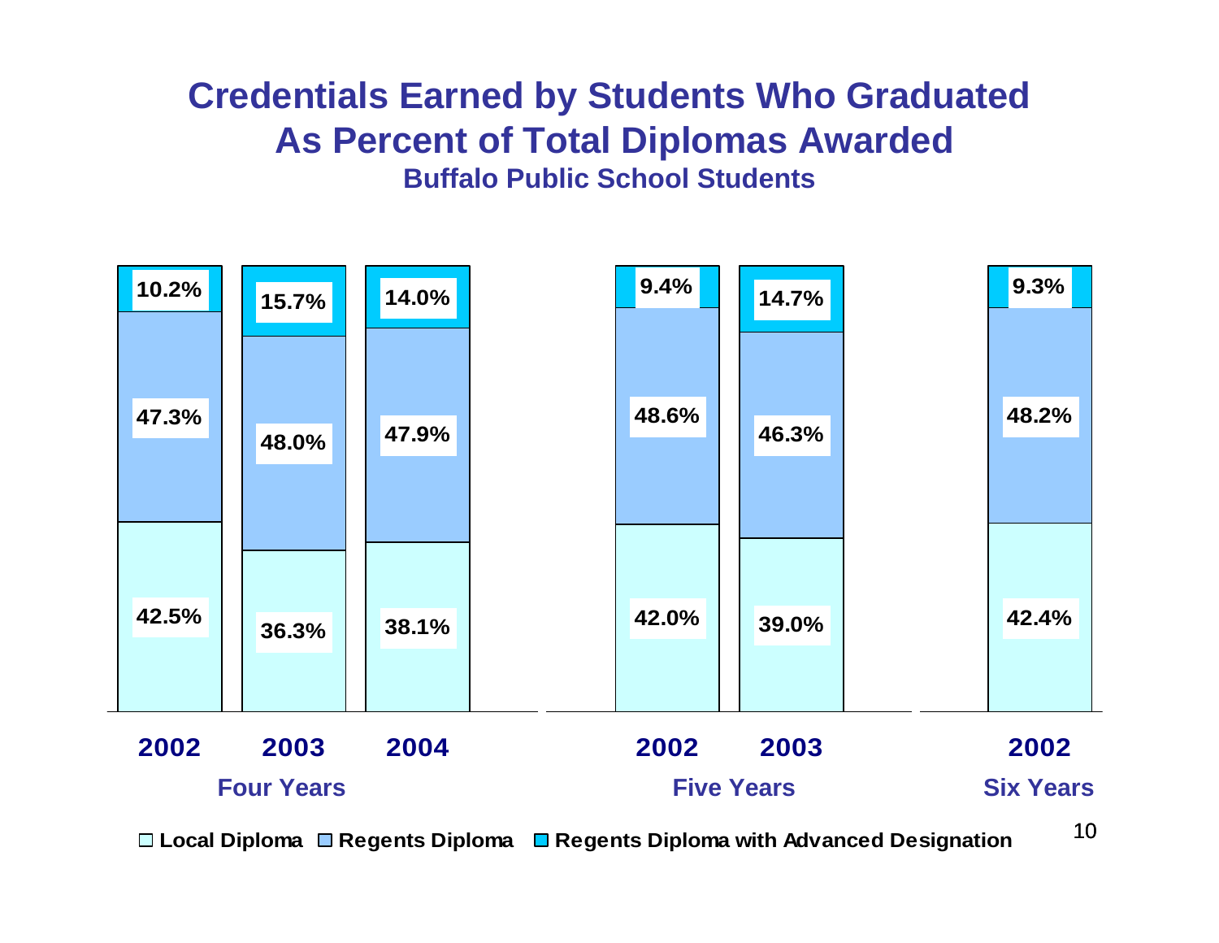# Credentials Earned by Students Who Graduated As Percent of Total Diplomas Awarded

### Buffalo Public School Students

| | Four Years | | | Five Years | | Six Years |
|---|---|---|---|---|---|---|
| | 2002 | 2003 | 2004 | 2002 | 2003 | 2002 |
| Regents Diploma with Advanced Designation | 10.2% | 15.7% | 14.0% | 9.4% | 14.7% | 9.3% |
| Regents Diploma | 47.3% | 48.0% | 47.9% | 48.6% | 46.3% | 48.2% |
| Local Diploma | 42.5% | 36.3% | 38.1% | 42.0% | 39.0% | 42.4% |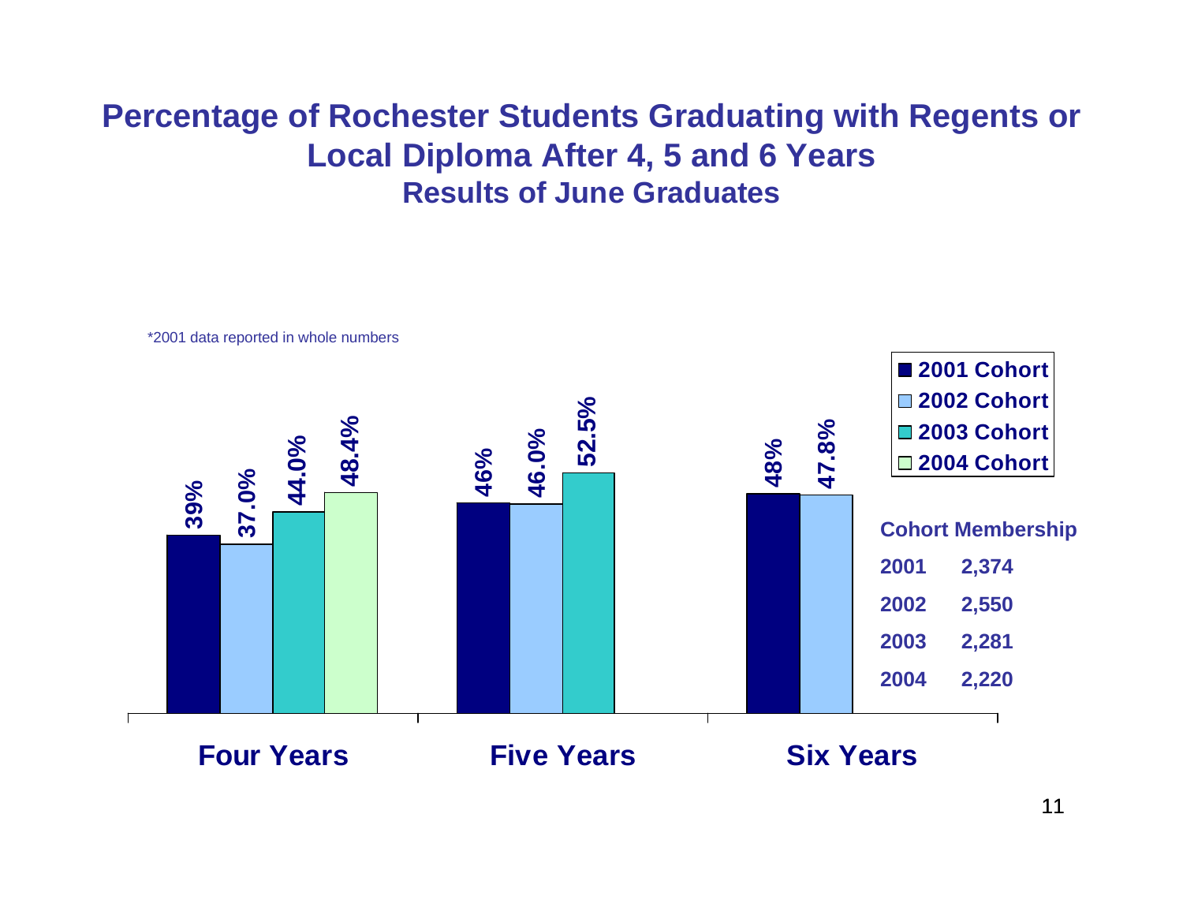# Percentage of Rochester Students Graduating with Regents or Local Diploma After 4, 5 and 6 Years

### Results of June Graduates

*2001 data reported in whole numbers

| | 2001 Cohort | 2002 Cohort | 2003 Cohort | 2004 Cohort |
|---|---|---|---|---|
| Four Years | 39% | 37.0% | 44.0% | 48.4% |
| Five Years | 46% | 46.0% | 52.5% | |
| Six Years | 48% | 47.8% | | |

**Cohort Membership**

| | |
|---|---|
| 2001 | 2,374 |
| 2002 | 2,550 |
| 2003 | 2,281 |
| 2004 | 2,220 |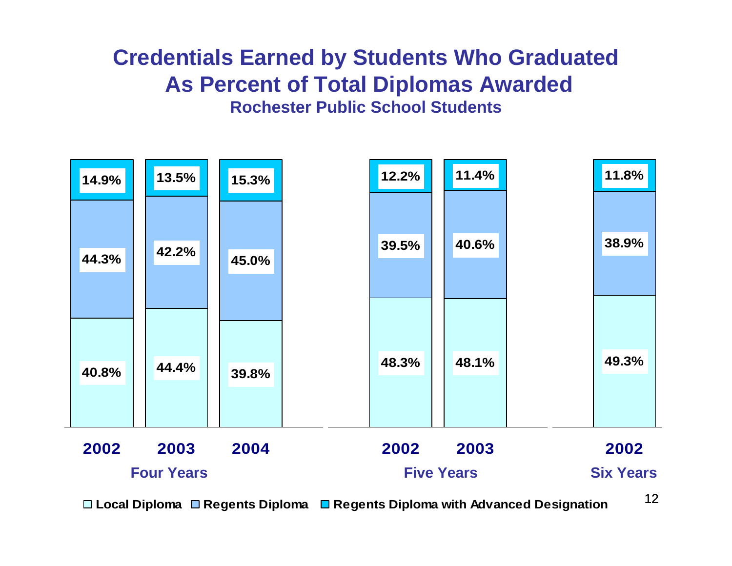# Credentials Earned by Students Who Graduated As Percent of Total Diplomas Awarded

### Rochester Public School Students

| | Four Years 2002 | Four Years 2003 | Four Years 2004 | Five Years 2002 | Five Years 2003 | Six Years 2002 |
|---|---|---|---|---|---|---|
| Regents Diploma with Advanced Designation | 14.9% | 13.5% | 15.3% | 12.2% | 11.4% | 11.8% |
| Regents Diploma | 44.3% | 42.2% | 45.0% | 39.5% | 40.6% | 38.9% |
| Local Diploma | 40.8% | 44.4% | 39.8% | 48.3% | 48.1% | 49.3% |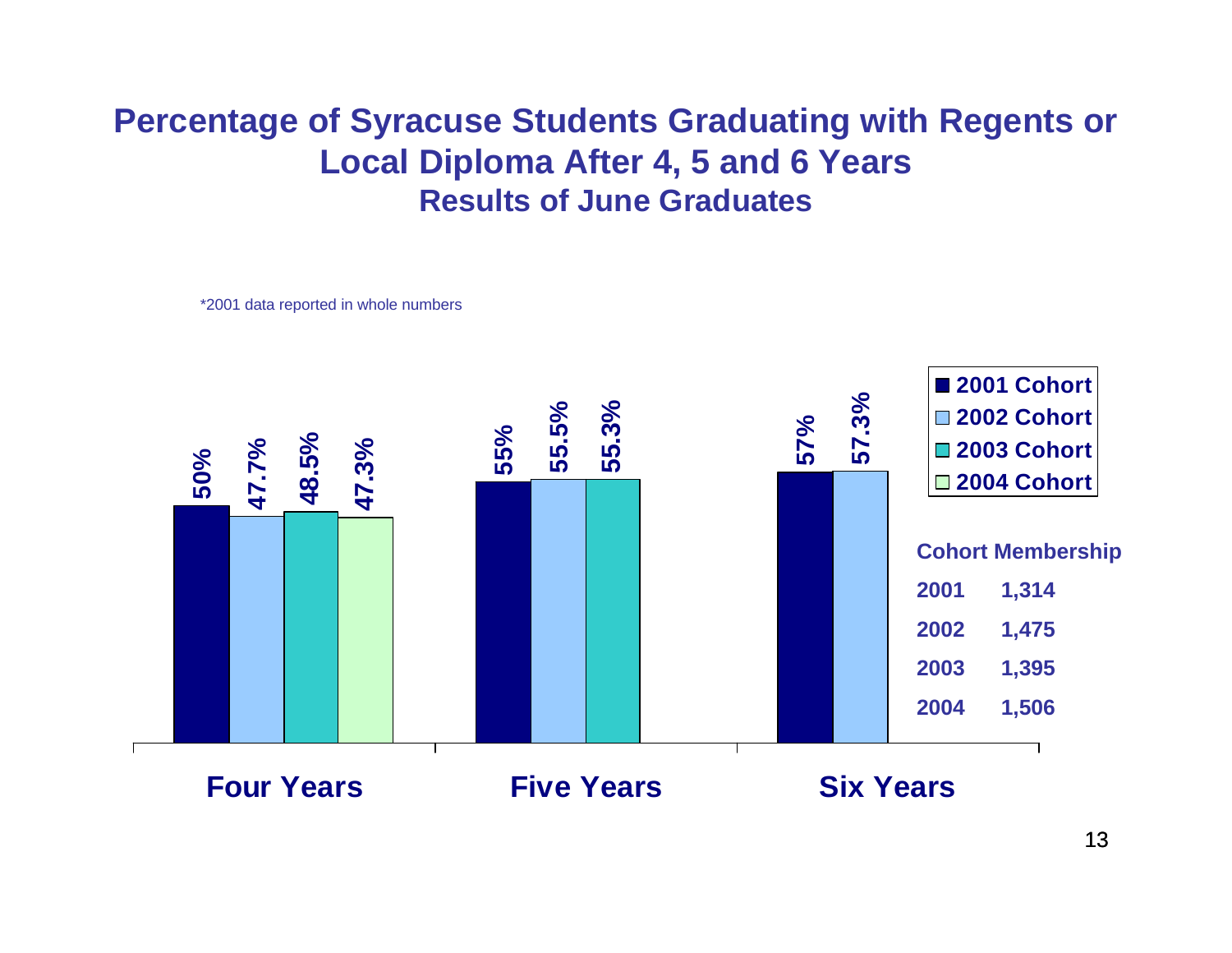# Percentage of Syracuse Students Graduating with Regents or Local Diploma After 4, 5 and 6 Years

## Results of June Graduates

*2001 data reported in whole numbers

| | 2001 Cohort | 2002 Cohort | 2003 Cohort | 2004 Cohort |
|---|---|---|---|---|
| Four Years | 50% | 47.7% | 48.5% | 47.3% |
| Five Years | 55% | 55.5% | 55.3% | |
| Six Years | 57% | 57.3% | | |

**Cohort Membership**

| | |
|---|---|
| 2001 | 1,314 |
| 2002 | 1,475 |
| 2003 | 1,395 |
| 2004 | 1,506 |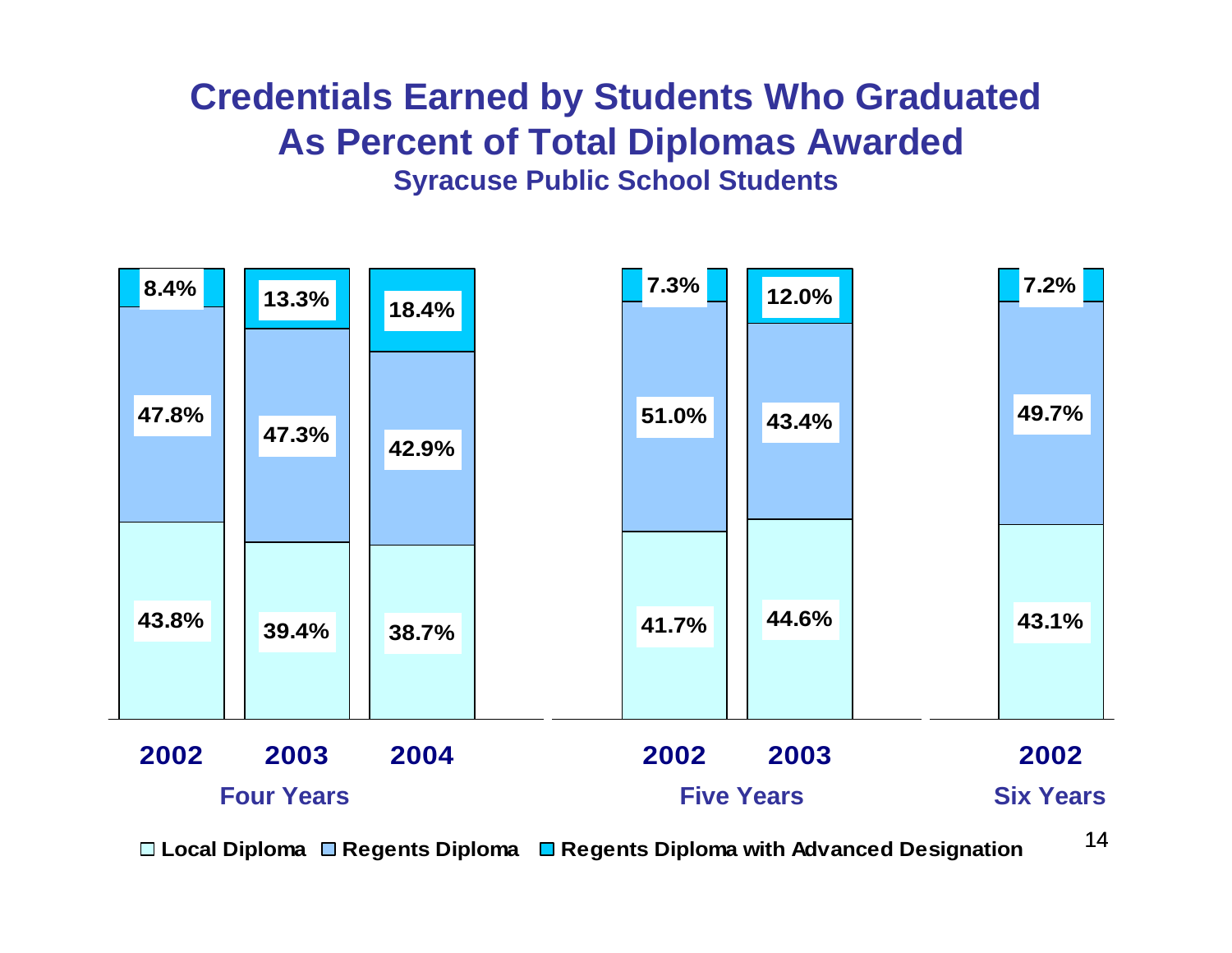# Credentials Earned by Students Who Graduated As Percent of Total Diplomas Awarded

### Syracuse Public School Students

| | Four Years 2002 | Four Years 2003 | Four Years 2004 | Five Years 2002 | Five Years 2003 | Six Years 2002 |
|---|---|---|---|---|---|---|
| Regents Diploma with Advanced Designation | 8.4% | 13.3% | 18.4% | 7.3% | 12.0% | 7.2% |
| Regents Diploma | 47.8% | 47.3% | 42.9% | 51.0% | 43.4% | 49.7% |
| Local Diploma | 43.8% | 39.4% | 38.7% | 41.7% | 44.6% | 43.1% |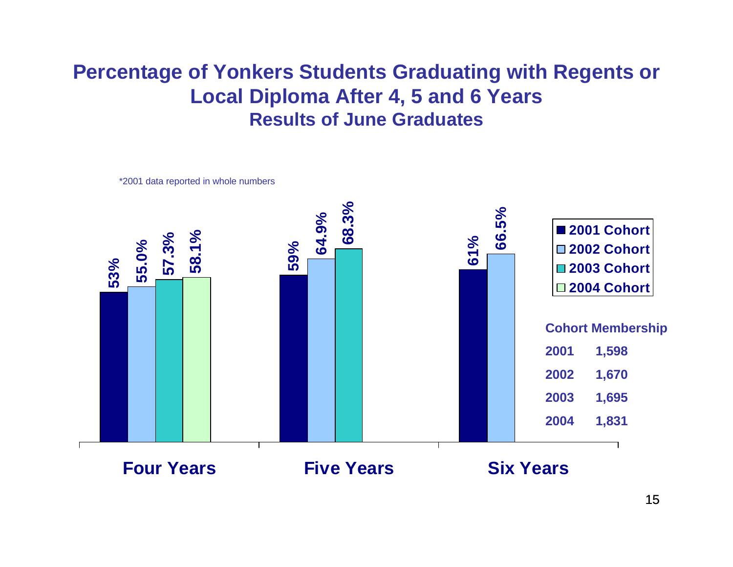# Percentage of Yonkers Students Graduating with Regents or Local Diploma After 4, 5 and 6 Years

## Results of June Graduates

*2001 data reported in whole numbers

| | 2001 Cohort | 2002 Cohort | 2003 Cohort | 2004 Cohort |
|---|---|---|---|---|
| Four Years | 53% | 55.0% | 57.3% | 58.1% |
| Five Years | 59% | 64.9% | 68.3% | |
| Six Years | 61% | 66.5% | | |

**Cohort Membership**

| Cohort | Membership |
|---|---|
| 2001 | 1,598 |
| 2002 | 1,670 |
| 2003 | 1,695 |
| 2004 | 1,831 |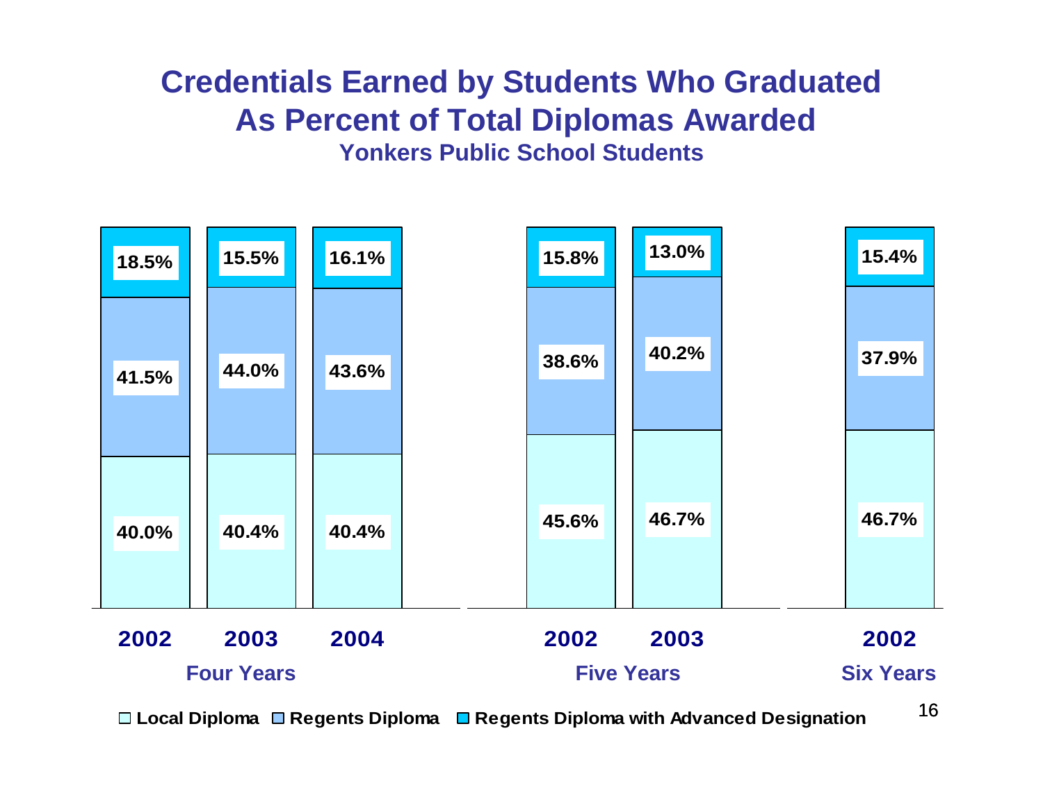# Credentials Earned by Students Who Graduated As Percent of Total Diplomas Awarded

### Yonkers Public School Students

| | Four Years 2002 | Four Years 2003 | Four Years 2004 | Five Years 2002 | Five Years 2003 | Six Years 2002 |
|---|---|---|---|---|---|---|
| Regents Diploma with Advanced Designation | 18.5% | 15.5% | 16.1% | 15.8% | 13.0% | 15.4% |
| Regents Diploma | 41.5% | 44.0% | 43.6% | 38.6% | 40.2% | 37.9% |
| Local Diploma | 40.0% | 40.4% | 40.4% | 45.6% | 46.7% | 46.7% |

Local Diploma, Regents Diploma, Regents Diploma with Advanced Designation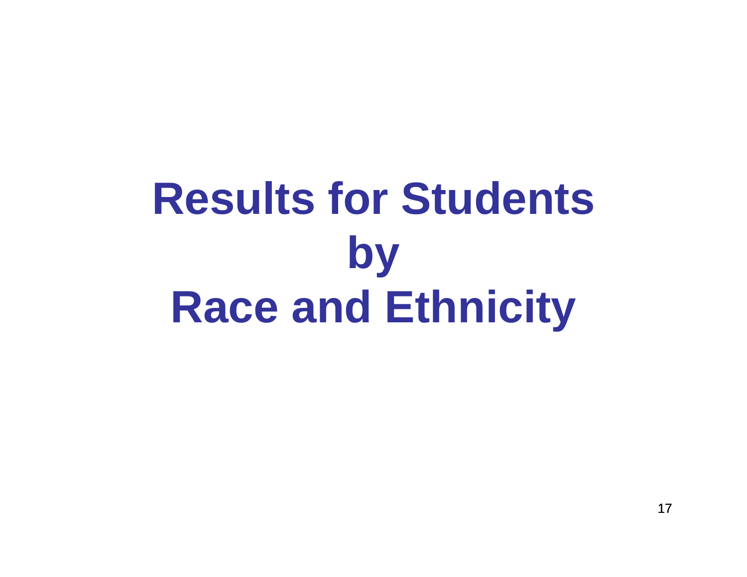# Results for Students by Race and Ethnicity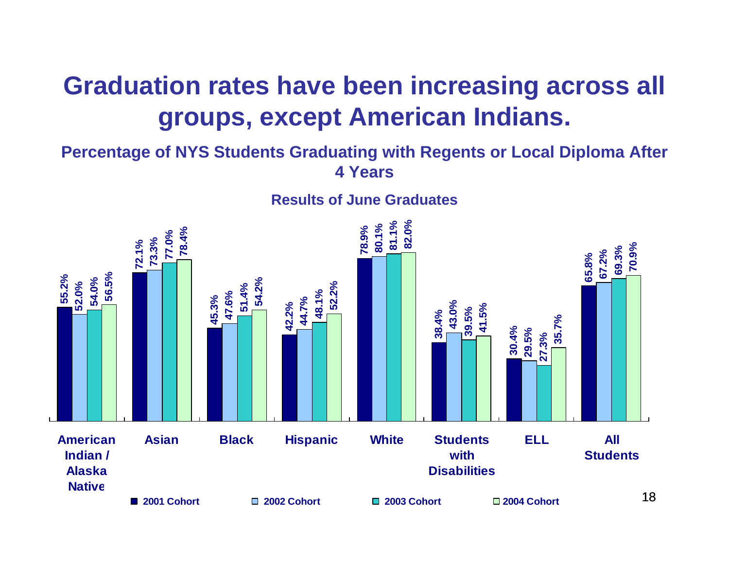# Graduation rates have been increasing across all groups, except American Indians.

**Percentage of NYS Students Graduating with Regents or Local Diploma After 4 Years**

**Results of June Graduates**

| Group | 2001 Cohort | 2002 Cohort | 2003 Cohort | 2004 Cohort |
|---|---|---|---|---|
| American Indian / Alaska Native | 55.2% | 52.0% | 54.0% | 56.5% |
| Asian | 72.1% | 73.3% | 77.0% | 78.4% |
| Black | 45.3% | 47.6% | 51.4% | 54.2% |
| Hispanic | 42.2% | 44.7% | 48.1% | 52.2% |
| White | 78.9% | 80.1% | 81.1% | 82.0% |
| Students with Disabilities | 38.4% | 43.0% | 39.5% | 41.5% |
| ELL | 30.4% | 29.5% | 27.3% | 35.7% |
| All Students | 65.8% | 67.2% | 69.3% | 70.9% |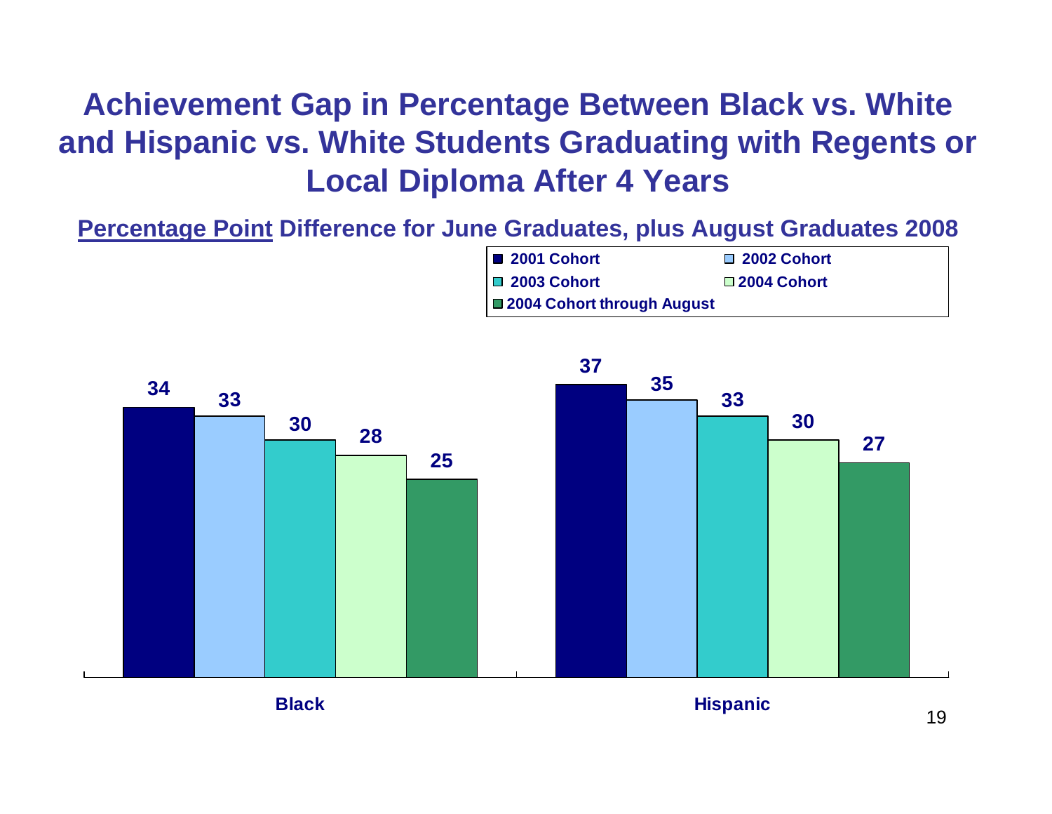# Achievement Gap in Percentage Between Black vs. White and Hispanic vs. White Students Graduating with Regents or Local Diploma After 4 Years

**Percentage Point Difference for June Graduates, plus August Graduates 2008**

| | 2001 Cohort | 2002 Cohort | 2003 Cohort | 2004 Cohort | 2004 Cohort through August |
|---|---|---|---|---|---|
| Black | 34 | 33 | 30 | 28 | 25 |
| Hispanic | 37 | 35 | 33 | 30 | 27 |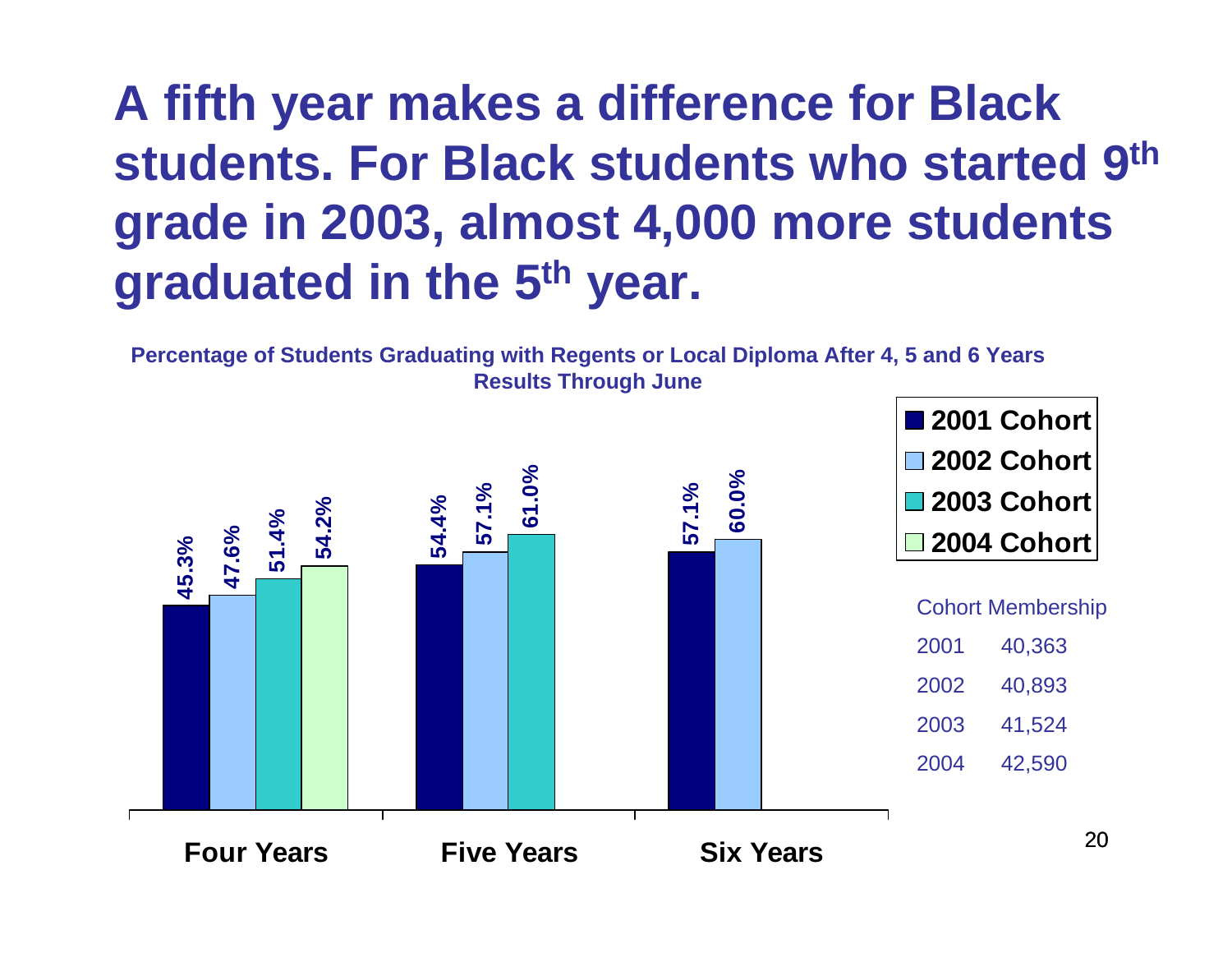# A fifth year makes a difference for Black students. For Black students who started 9th grade in 2003, almost 4,000 more students graduated in the 5th year.

**Percentage of Students Graduating with Regents or Local Diploma After 4, 5 and 6 Years**
**Results Through June**

| | 2001 Cohort | 2002 Cohort | 2003 Cohort | 2004 Cohort |
|---|---|---|---|---|
| Four Years | 45.3% | 47.6% | 51.4% | 54.2% |
| Five Years | 54.4% | 57.1% | 61.0% | |
| Six Years | 57.1% | 60.0% | | |

| Cohort Membership | |
|---|---|
| 2001 | 40,363 |
| 2002 | 40,893 |
| 2003 | 41,524 |
| 2004 | 42,590 |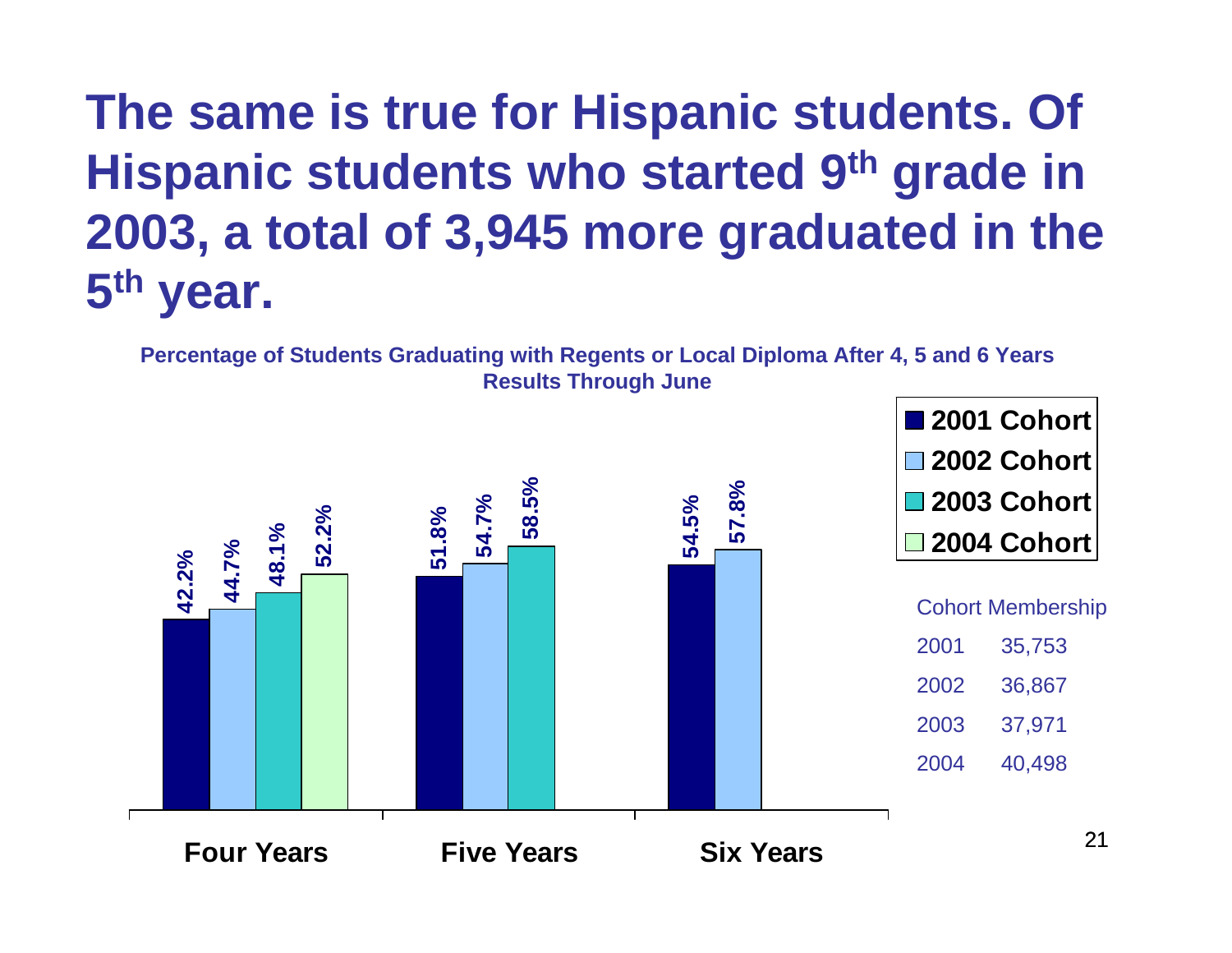# The same is true for Hispanic students. Of Hispanic students who started 9th grade in 2003, a total of 3,945 more graduated in the 5th year.

**Percentage of Students Graduating with Regents or Local Diploma After 4, 5 and 6 Years**
**Results Through June**

| | 2001 Cohort | 2002 Cohort | 2003 Cohort | 2004 Cohort |
|---|---|---|---|---|
| Four Years | 42.2% | 44.7% | 48.1% | 52.2% |
| Five Years | 51.8% | 54.7% | 58.5% | |
| Six Years | 54.5% | 57.8% | | |

| Cohort Membership | |
|---|---|
| 2001 | 35,753 |
| 2002 | 36,867 |
| 2003 | 37,971 |
| 2004 | 40,498 |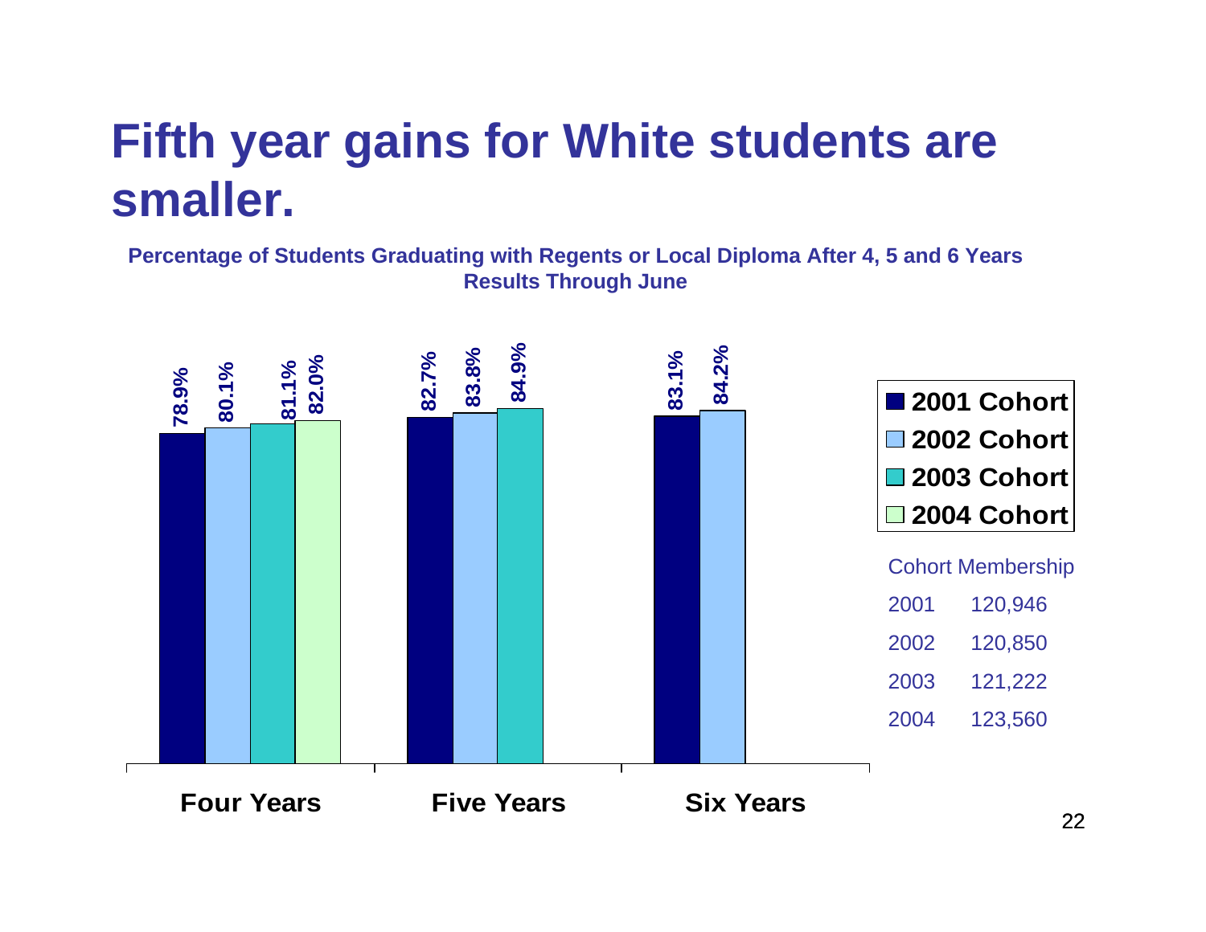# Fifth year gains for White students are smaller.

**Percentage of Students Graduating with Regents or Local Diploma After 4, 5 and 6 Years**
**Results Through June**

| | 2001 Cohort | 2002 Cohort | 2003 Cohort | 2004 Cohort |
|---|---|---|---|---|
| Four Years | 78.9% | 80.1% | 81.1% | 82.0% |
| Five Years | 82.7% | 83.8% | 84.9% | |
| Six Years | 83.1% | 84.2% | | |

Cohort Membership

| | |
|---|---|
| 2001 | 120,946 |
| 2002 | 120,850 |
| 2003 | 121,222 |
| 2004 | 123,560 |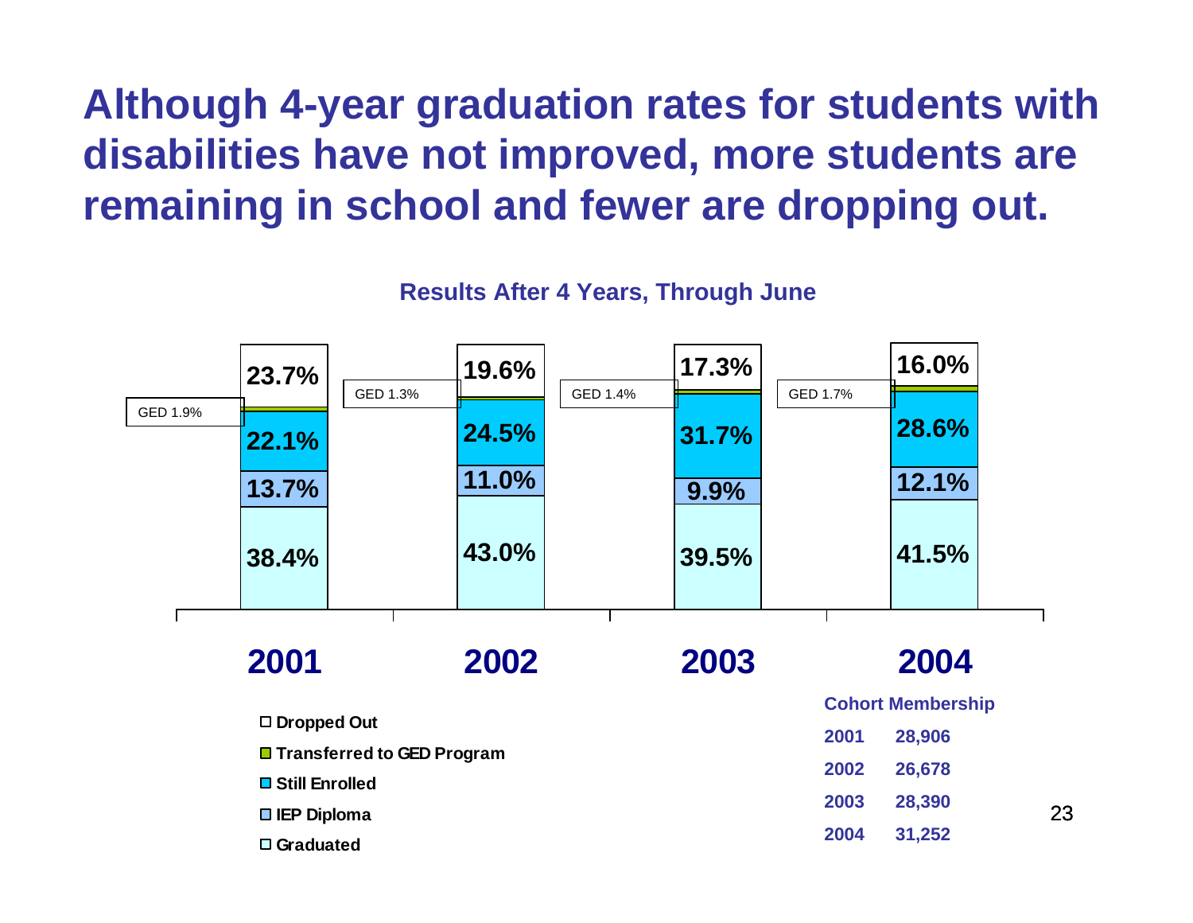# Although 4-year graduation rates for students with disabilities have not improved, more students are remaining in school and fewer are dropping out.

**Results After 4 Years, Through June**

| | 2001 | 2002 | 2003 | 2004 |
|---|---|---|---|---|
| Dropped Out | 23.7% | 19.6% | 17.3% | 16.0% |
| Transferred to GED Program | 1.9% | 1.3% | 1.4% | 1.7% |
| Still Enrolled | 22.1% | 24.5% | 31.7% | 28.6% |
| IEP Diploma | 13.7% | 11.0% | 9.9% | 12.1% |
| Graduated | 38.4% | 43.0% | 39.5% | 41.5% |

**Cohort Membership**

| Year | Membership |
|---|---|
| 2001 | 28,906 |
| 2002 | 26,678 |
| 2003 | 28,390 |
| 2004 | 31,252 |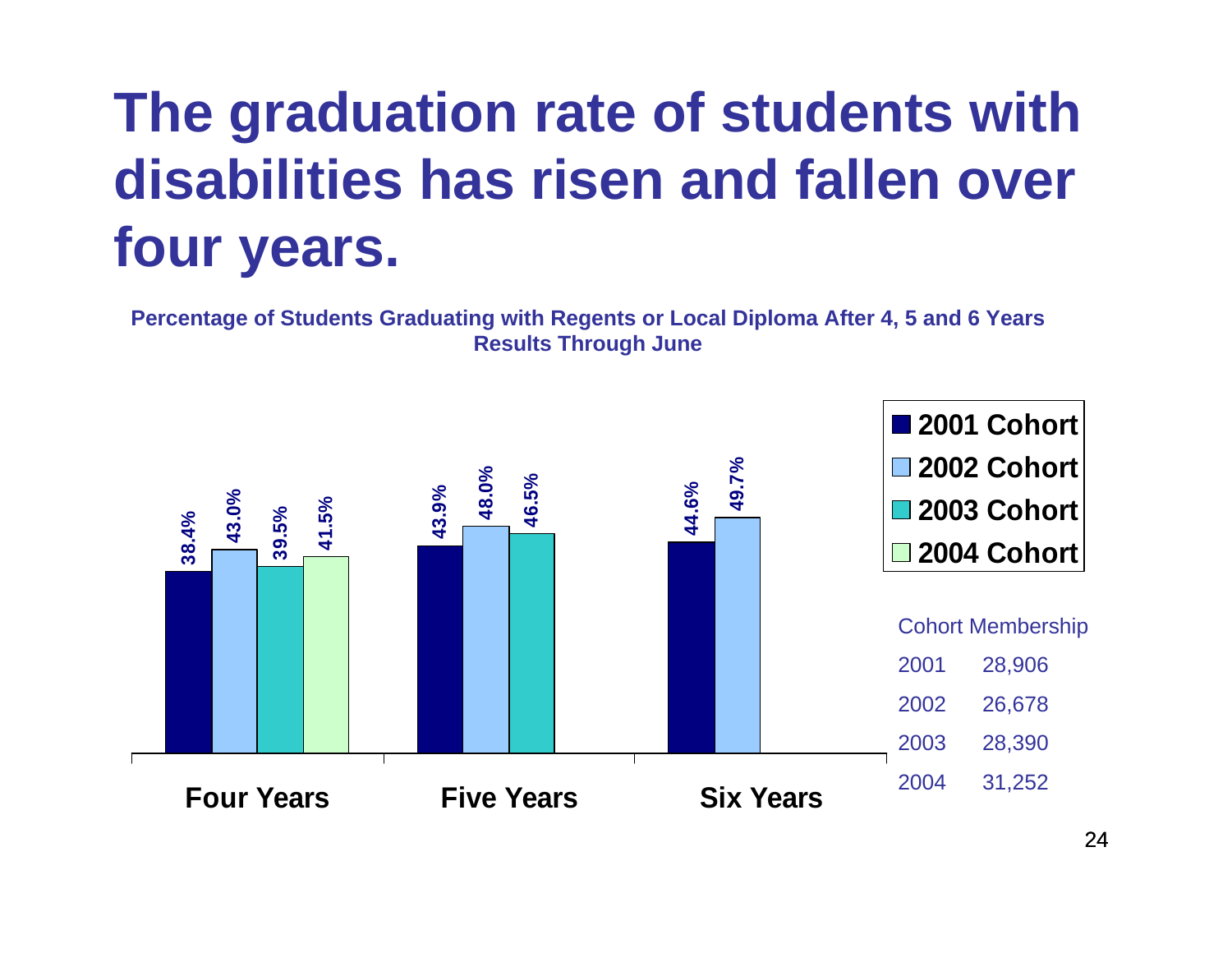# The graduation rate of students with disabilities has risen and fallen over four years.

**Percentage of Students Graduating with Regents or Local Diploma After 4, 5 and 6 Years**
**Results Through June**

| | 2001 Cohort | 2002 Cohort | 2003 Cohort | 2004 Cohort |
|---|---|---|---|---|
| Four Years | 38.4% | 43.0% | 39.5% | 41.5% |
| Five Years | 43.9% | 48.0% | 46.5% | |
| Six Years | 44.6% | 49.7% | | |

Cohort Membership

| Cohort | Membership |
|---|---|
| 2001 | 28,906 |
| 2002 | 26,678 |
| 2003 | 28,390 |
| 2004 | 31,252 |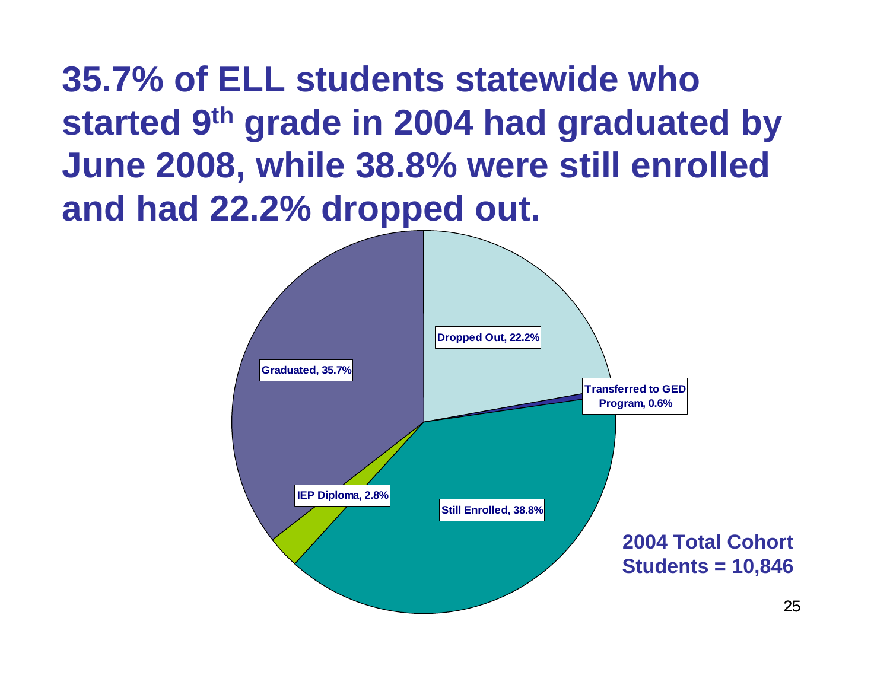# 35.7% of ELL students statewide who started 9th grade in 2004 had graduated by June 2008, while 38.8% were still enrolled and had 22.2% dropped out.

Dropped Out, 22.2%

Transferred to GED Program, 0.6%

Still Enrolled, 38.8%

IEP Diploma, 2.8%

Graduated, 35.7%

**2004 Total Cohort Students = 10,846**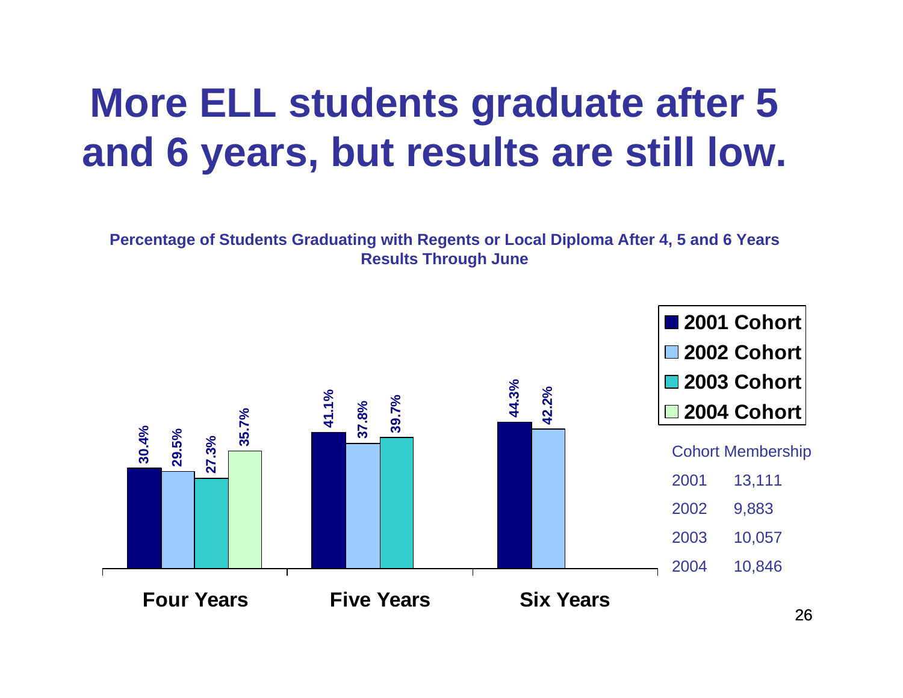# More ELL students graduate after 5 and 6 years, but results are still low.

**Percentage of Students Graduating with Regents or Local Diploma After 4, 5 and 6 Years**
**Results Through June**

| | 2001 Cohort | 2002 Cohort | 2003 Cohort | 2004 Cohort |
|---|---|---|---|---|
| Four Years | 30.4% | 29.5% | 27.3% | 35.7% |
| Five Years | 41.1% | 37.8% | 39.7% | |
| Six Years | 44.3% | 42.2% | | |

Cohort Membership

| Cohort | Membership |
|---|---|
| 2001 | 13,111 |
| 2002 | 9,883 |
| 2003 | 10,057 |
| 2004 | 10,846 |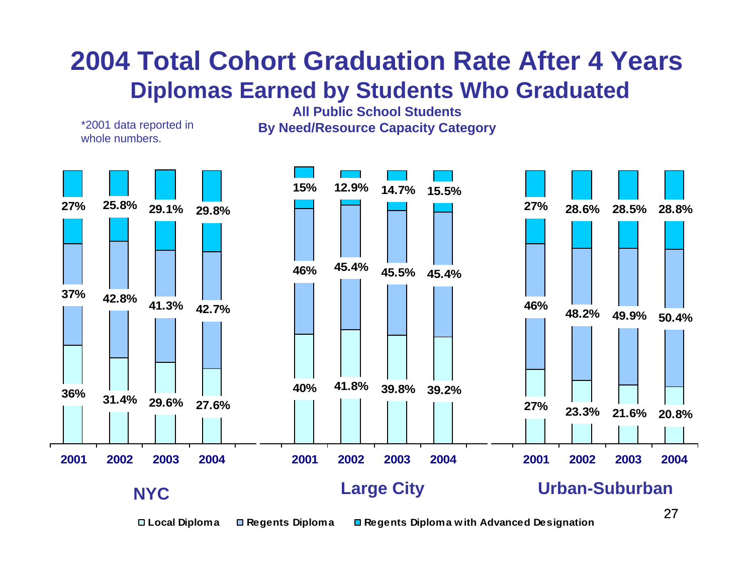# 2004 Total Cohort Graduation Rate After 4 Years

## Diplomas Earned by Students Who Graduated

**All Public School Students**
**By Need/Resource Capacity Category**

*2001 data reported in whole numbers.

| Category | Year | Local Diploma | Regents Diploma | Regents Diploma with Advanced Designation |
|---|---|---|---|---|
| NYC | 2001 | 36% | 37% | 27% |
| NYC | 2002 | 31.4% | 42.8% | 25.8% |
| NYC | 2003 | 29.6% | 41.3% | 29.1% |
| NYC | 2004 | 27.6% | 42.7% | 29.8% |
| Large City | 2001 | 40% | 46% | 15% |
| Large City | 2002 | 41.8% | 45.4% | 12.9% |
| Large City | 2003 | 39.8% | 45.5% | 14.7% |
| Large City | 2004 | 39.2% | 45.4% | 15.5% |
| Urban-Suburban | 2001 | 27% | 46% | 27% |
| Urban-Suburban | 2002 | 23.3% | 48.2% | 28.6% |
| Urban-Suburban | 2003 | 21.6% | 49.9% | 28.5% |
| Urban-Suburban | 2004 | 20.8% | 50.4% | 28.8% |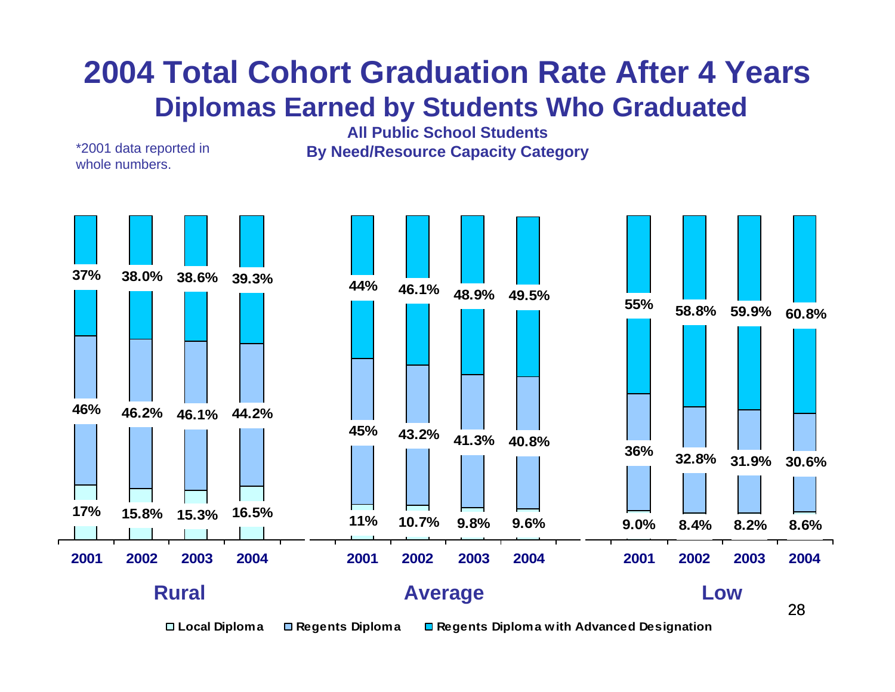# 2004 Total Cohort Graduation Rate After 4 Years

## Diplomas Earned by Students Who Graduated

**All Public School Students**
**By Need/Resource Capacity Category**

*2001 data reported in whole numbers.

| Category | Year | Local Diploma | Regents Diploma | Regents Diploma with Advanced Designation |
|---|---|---|---|---|
| Rural | 2001 | 17% | 46% | 37% |
| Rural | 2002 | 15.8% | 46.2% | 38.0% |
| Rural | 2003 | 15.3% | 46.1% | 38.6% |
| Rural | 2004 | 16.5% | 44.2% | 39.3% |
| Average | 2001 | 11% | 45% | 44% |
| Average | 2002 | 10.7% | 43.2% | 46.1% |
| Average | 2003 | 9.8% | 41.3% | 48.9% |
| Average | 2004 | 9.6% | 40.8% | 49.5% |
| Low | 2001 | 9.0% | 36% | 55% |
| Low | 2002 | 8.4% | 32.8% | 58.8% |
| Low | 2003 | 8.2% | 31.9% | 59.9% |
| Low | 2004 | 8.6% | 30.6% | 60.8% |

Local Diploma | Regents Diploma | Regents Diploma with Advanced Designation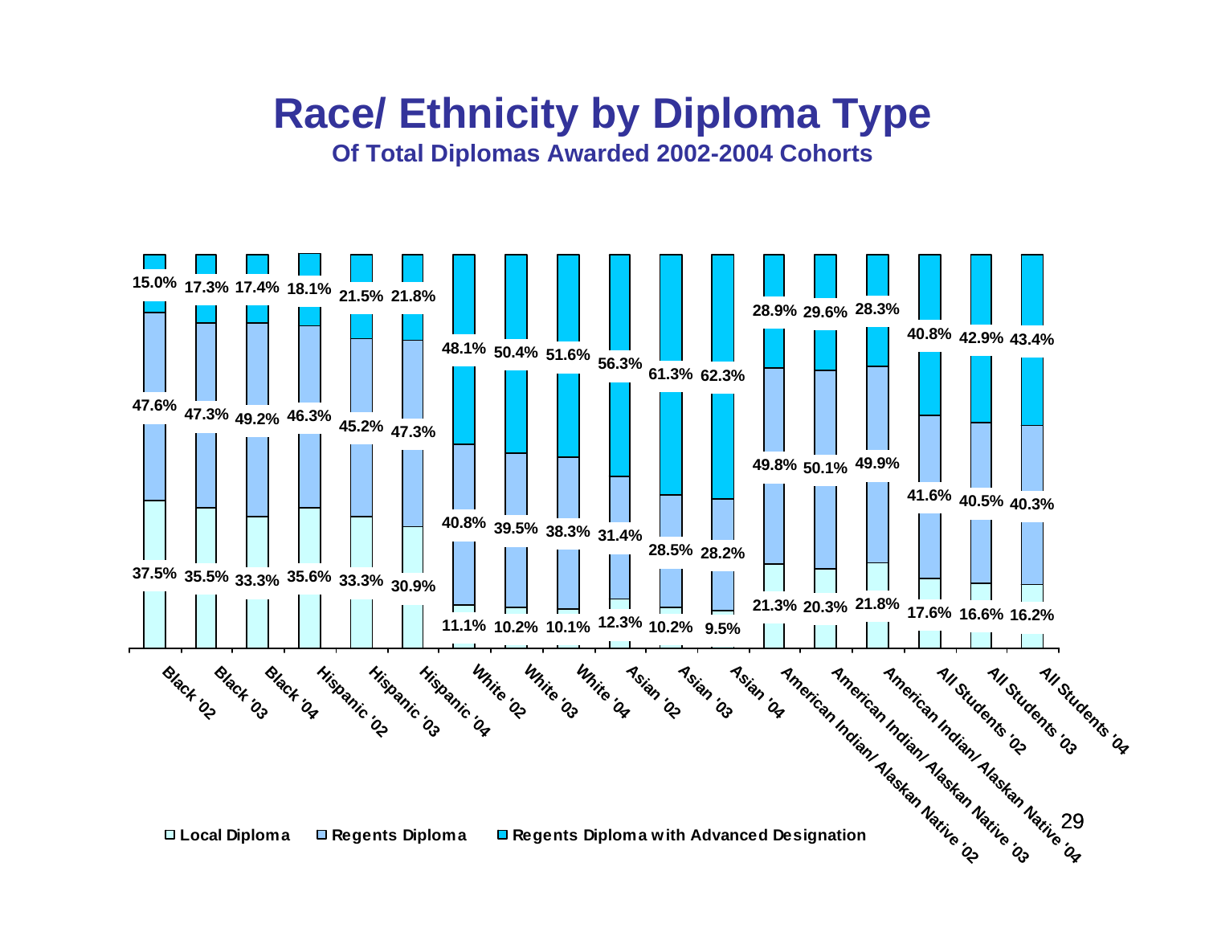# Race/ Ethnicity by Diploma Type

### Of Total Diplomas Awarded 2002-2004 Cohorts

| | Local Diploma | Regents Diploma | Regents Diploma with Advanced Designation |
|---|---|---|---|
| Black '02 | 37.5% | 47.6% | 15.0% |
| Black '03 | 35.5% | 47.3% | 17.3% |
| Black '04 | 33.3% | 49.2% | 17.4% |
| Hispanic '02 | 35.6% | 46.3% | 18.1% |
| Hispanic '03 | 33.3% | 45.2% | 21.5% |
| Hispanic '04 | 30.9% | 47.3% | 21.8% |
| White '02 | 11.1% | 40.8% | 48.1% |
| White '03 | 10.2% | 39.5% | 50.4% |
| White '04 | 10.1% | 38.3% | 51.6% |
| Asian '02 | 12.3% | 31.4% | 56.3% |
| Asian '03 | 10.2% | 28.5% | 61.3% |
| Asian '04 | 9.5% | 28.2% | 62.3% |
| American Indian/ Alaskan Native '02 | 21.3% | 49.8% | 28.9% |
| American Indian/ Alaskan Native '03 | 20.3% | 50.1% | 29.6% |
| American Indian/ Alaskan Native '04 | 21.8% | 49.9% | 28.3% |
| All Students '02 | 17.6% | 41.6% | 40.8% |
| All Students '03 | 16.6% | 40.5% | 42.9% |
| All Students '04 | 16.2% | 40.3% | 43.4% |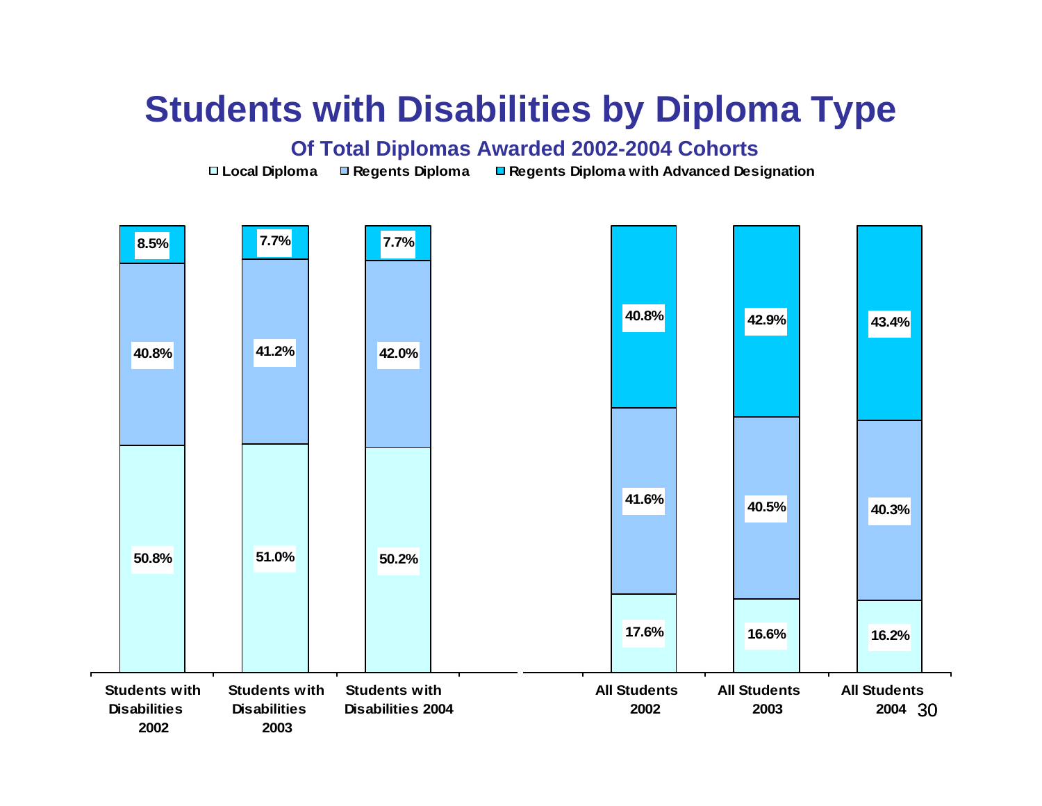# Students with Disabilities by Diploma Type

## Of Total Diplomas Awarded 2002-2004 Cohorts

| | Local Diploma | Regents Diploma | Regents Diploma with Advanced Designation |
|---|---|---|---|
| Students with Disabilities 2002 | 50.8% | 40.8% | 8.5% |
| Students with Disabilities 2003 | 51.0% | 41.2% | 7.7% |
| Students with Disabilities 2004 | 50.2% | 42.0% | 7.7% |
| All Students 2002 | 17.6% | 41.6% | 40.8% |
| All Students 2003 | 16.6% | 40.5% | 42.9% |
| All Students 2004 | 16.2% | 40.3% | 43.4% |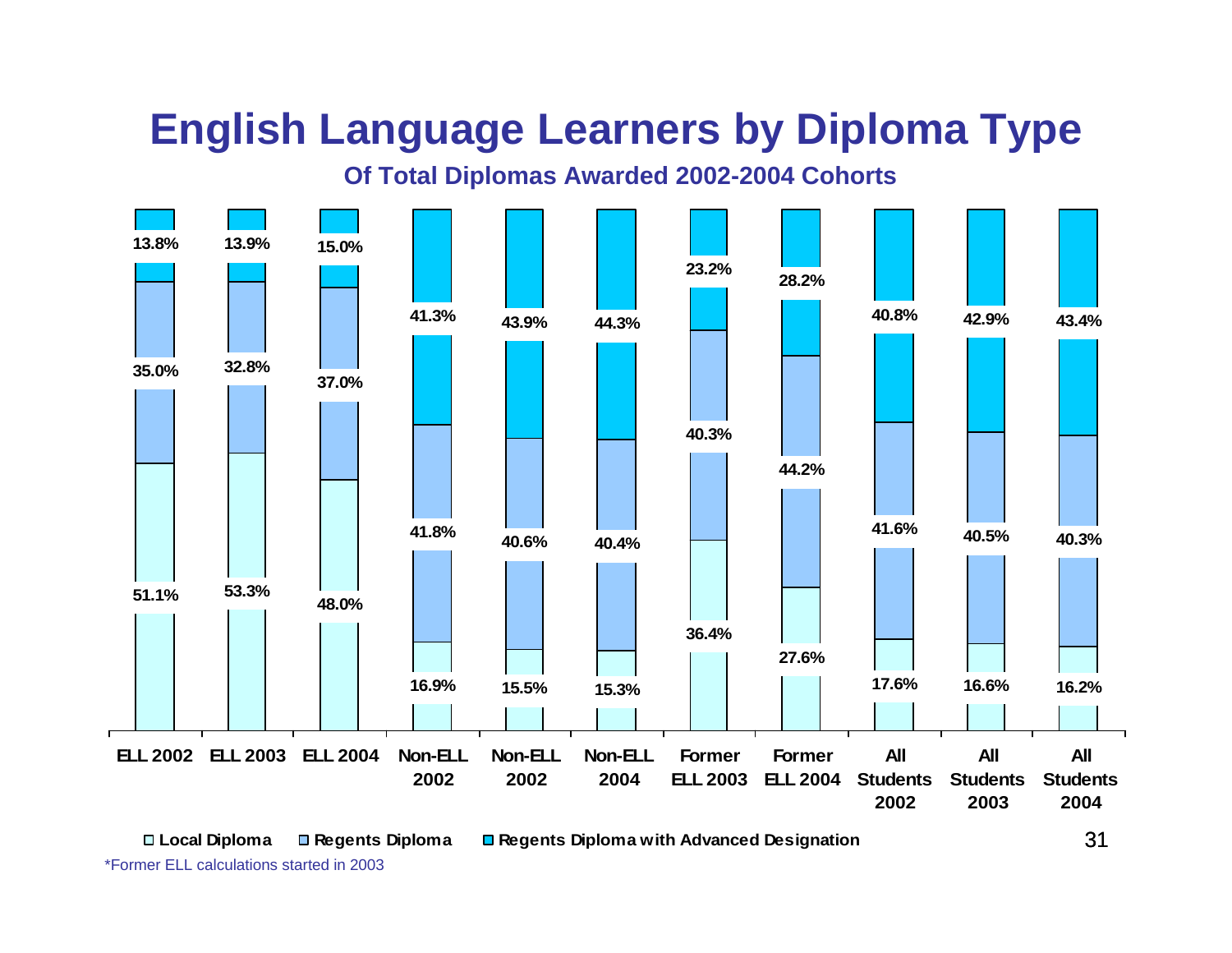# English Language Learners by Diploma Type

### Of Total Diplomas Awarded 2002-2004 Cohorts

| | Local Diploma | Regents Diploma | Regents Diploma with Advanced Designation |
|---|---|---|---|
| ELL 2002 | 51.1% | 35.0% | 13.8% |
| ELL 2003 | 53.3% | 32.8% | 13.9% |
| ELL 2004 | 48.0% | 37.0% | 15.0% |
| Non-ELL 2002 | 16.9% | 41.8% | 41.3% |
| Non-ELL 2002 | 15.5% | 40.6% | 43.9% |
| Non-ELL 2004 | 15.3% | 40.4% | 44.3% |
| Former ELL 2003 | 36.4% | 40.3% | 23.2% |
| Former ELL 2004 | 27.6% | 44.2% | 28.2% |
| All Students 2002 | 17.6% | 41.6% | 40.8% |
| All Students 2003 | 16.6% | 40.5% | 42.9% |
| All Students 2004 | 16.2% | 40.3% | 43.4% |

*Former ELL calculations started in 2003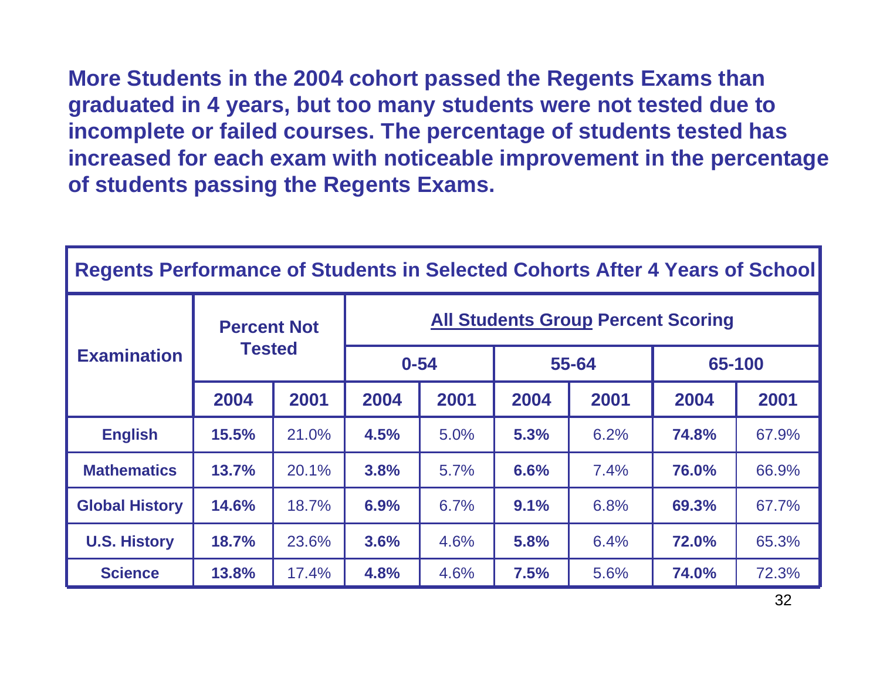**More Students in the 2004 cohort passed the Regents Exams than graduated in 4 years, but too many students were not tested due to incomplete or failed courses. The percentage of students tested has increased for each exam with noticeable improvement in the percentage of students passing the Regents Exams.**

**Regents Performance of Students in Selected Cohorts After 4 Years of School**

| Examination | Percent Not Tested | | All Students Group Percent Scoring | | | | | |
|---|---|---|---|---|---|---|---|---|
| | | | 0-54 | | 55-64 | | 65-100 | |
| | 2004 | 2001 | 2004 | 2001 | 2004 | 2001 | 2004 | 2001 |
| **English** | **15.5%** | 21.0% | **4.5%** | 5.0% | **5.3%** | 6.2% | **74.8%** | 67.9% |
| **Mathematics** | **13.7%** | 20.1% | **3.8%** | 5.7% | **6.6%** | 7.4% | **76.0%** | 66.9% |
| **Global History** | **14.6%** | 18.7% | **6.9%** | 6.7% | **9.1%** | 6.8% | **69.3%** | 67.7% |
| **U.S. History** | **18.7%** | 23.6% | **3.6%** | 4.6% | **5.8%** | 6.4% | **72.0%** | 65.3% |
| **Science** | **13.8%** | 17.4% | **4.8%** | 4.6% | **7.5%** | 5.6% | **74.0%** | 72.3% |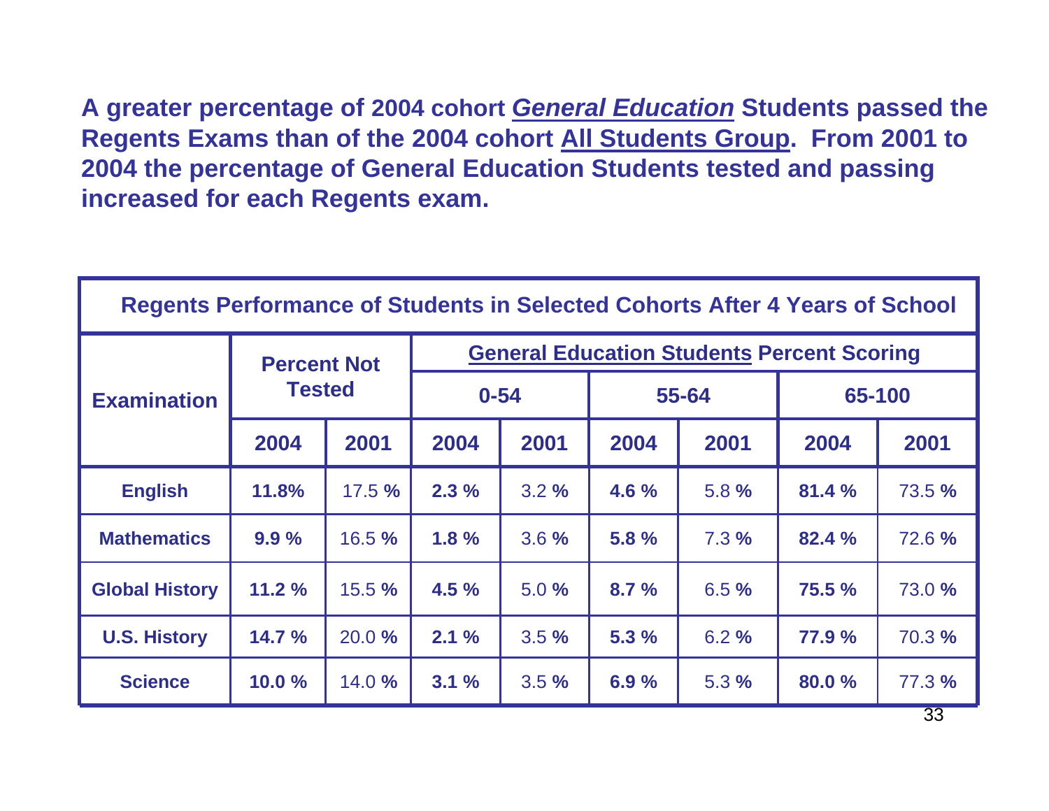**A greater percentage of 2004 cohort *General Education* Students passed the Regents Exams than of the 2004 cohort All Students Group. From 2001 to 2004 the percentage of General Education Students tested and passing increased for each Regents exam.**

| Regents Performance of Students in Selected Cohorts After 4 Years of School | | | | | | | | |
|---|---|---|---|---|---|---|---|---|
| **Examination** | **Percent Not Tested** | | **General Education Students Percent Scoring** | | | | | |
| | | | **0-54** | | **55-64** | | **65-100** | |
| | **2004** | **2001** | **2004** | **2001** | **2004** | **2001** | **2004** | **2001** |
| **English** | **11.8%** | 17.5 % | **2.3 %** | 3.2 % | **4.6 %** | 5.8 % | **81.4 %** | 73.5 % |
| **Mathematics** | **9.9 %** | 16.5 % | **1.8 %** | 3.6 % | **5.8 %** | 7.3 % | **82.4 %** | 72.6 % |
| **Global History** | **11.2 %** | 15.5 % | **4.5 %** | 5.0 % | **8.7 %** | 6.5 % | **75.5 %** | 73.0 % |
| **U.S. History** | **14.7 %** | 20.0 % | **2.1 %** | 3.5 % | **5.3 %** | 6.2 % | **77.9 %** | 70.3 % |
| **Science** | **10.0 %** | 14.0 % | **3.1 %** | 3.5 % | **6.9 %** | 5.3 % | **80.0 %** | 77.3 % |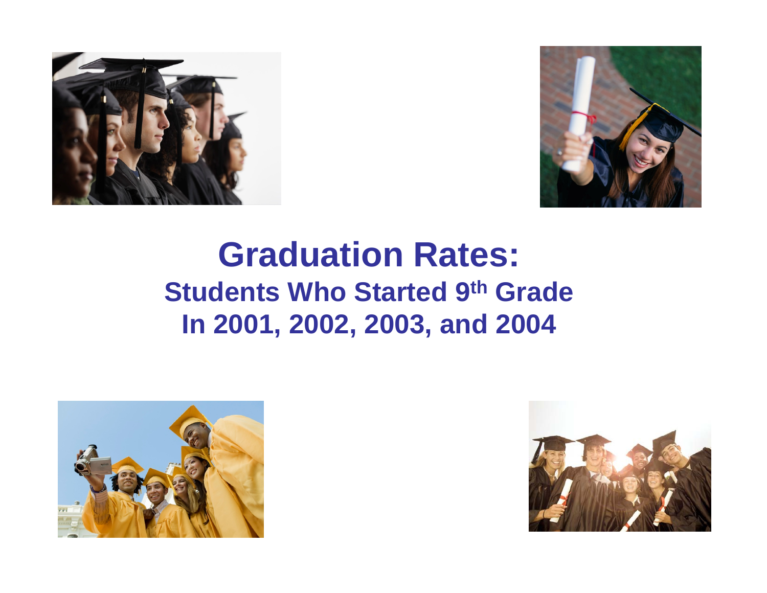# Graduation Rates:

## Students Who Started 9th Grade In 2001, 2002, 2003, and 2004